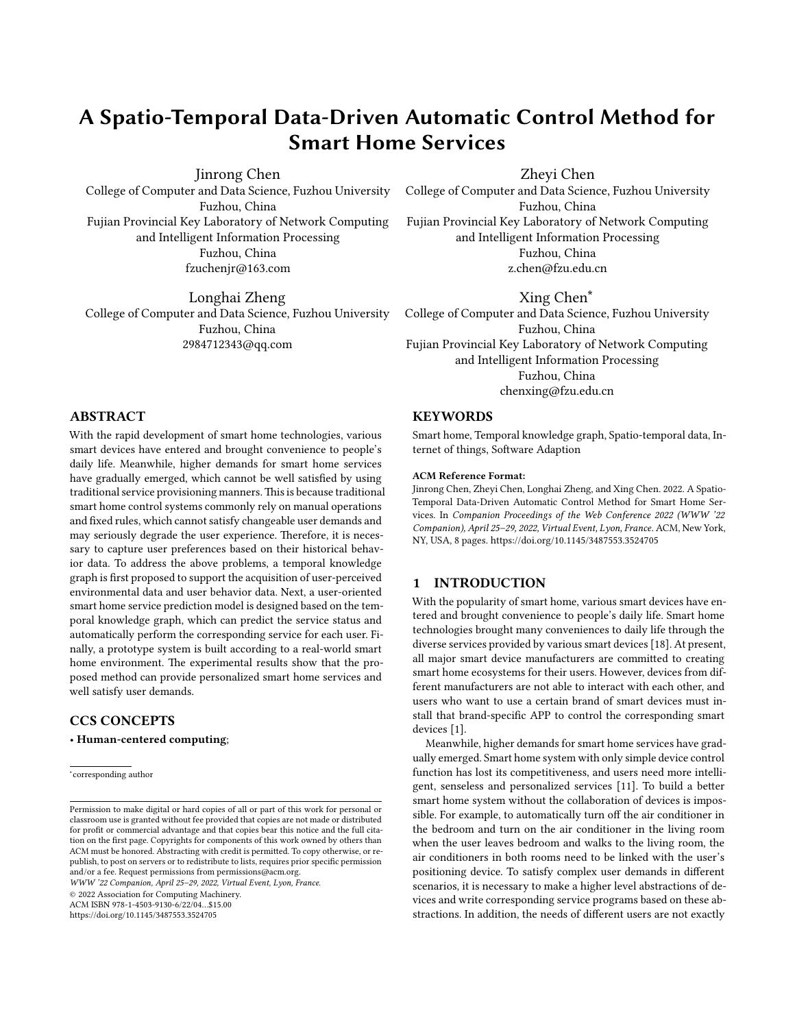# A Spatio-Temporal Data-Driven Automatic Control Method for Smart Home Services

Jinrong Chen
College of Computer and Data Science, Fuzhou University
Fuzhou, China
Fujian Provincial Key Laboratory of Network Computing and Intelligent Information Processing
Fuzhou, China
fzuchenjr@163.com

Zheyi Chen
College of Computer and Data Science, Fuzhou University
Fuzhou, China
Fujian Provincial Key Laboratory of Network Computing and Intelligent Information Processing
Fuzhou, China
z.chen@fzu.edu.cn

Longhai Zheng
College of Computer and Data Science, Fuzhou University
Fuzhou, China
2984712343@qq.com

Xing Chen*
College of Computer and Data Science, Fuzhou University
Fuzhou, China
Fujian Provincial Key Laboratory of Network Computing and Intelligent Information Processing
Fuzhou, China
chenxing@fzu.edu.cn

## ABSTRACT

With the rapid development of smart home technologies, various smart devices have entered and brought convenience to people's daily life. Meanwhile, higher demands for smart home services have gradually emerged, which cannot be well satisfied by using traditional service provisioning manners. This is because traditional smart home control systems commonly rely on manual operations and fixed rules, which cannot satisfy changeable user demands and may seriously degrade the user experience. Therefore, it is necessary to capture user preferences based on their historical behavior data. To address the above problems, a temporal knowledge graph is first proposed to support the acquisition of user-perceived environmental data and user behavior data. Next, a user-oriented smart home service prediction model is designed based on the temporal knowledge graph, which can predict the service status and automatically perform the corresponding service for each user. Finally, a prototype system is built according to a real-world smart home environment. The experimental results show that the proposed method can provide personalized smart home services and well satisfy user demands.

## CCS CONCEPTS

- **Human-centered computing**;

## KEYWORDS

Smart home, Temporal knowledge graph, Spatio-temporal data, Internet of things, Software Adaption

**ACM Reference Format:**
Jinrong Chen, Zheyi Chen, Longhai Zheng, and Xing Chen. 2022. A Spatio-Temporal Data-Driven Automatic Control Method for Smart Home Services. In *Companion Proceedings of the Web Conference 2022 (WWW '22 Companion), April 25–29, 2022, Virtual Event, Lyon, France.* ACM, New York, NY, USA, 8 pages. https://doi.org/10.1145/3487553.3524705

*corresponding author

Permission to make digital or hard copies of all or part of this work for personal or classroom use is granted without fee provided that copies are not made or distributed for profit or commercial advantage and that copies bear this notice and the full citation on the first page. Copyrights for components of this work owned by others than ACM must be honored. Abstracting with credit is permitted. To copy otherwise, or republish, to post on servers or to redistribute to lists, requires prior specific permission and/or a fee. Request permissions from permissions@acm.org.
*WWW '22 Companion, April 25–29, 2022, Virtual Event, Lyon, France.*
© 2022 Association for Computing Machinery.
ACM ISBN 978-1-4503-9130-6/22/04...$15.00
https://doi.org/10.1145/3487553.3524705

## 1 INTRODUCTION

With the popularity of smart home, various smart devices have entered and brought convenience to people's daily life. Smart home technologies brought many conveniences to daily life through the diverse services provided by various smart devices [18]. At present, all major smart device manufacturers are committed to creating smart home ecosystems for their users. However, devices from different manufacturers are not able to interact with each other, and users who want to use a certain brand of smart devices must install that brand-specific APP to control the corresponding smart devices [1].

Meanwhile, higher demands for smart home services have gradually emerged. Smart home system with only simple device control function has lost its competitiveness, and users need more intelligent, senseless and personalized services [11]. To build a better smart home system without the collaboration of devices is impossible. For example, to automatically turn off the air conditioner in the bedroom and turn on the air conditioner in the living room when the user leaves bedroom and walks to the living room, the air conditioners in both rooms need to be linked with the user's positioning device. To satisfy complex user demands in different scenarios, it is necessary to make a higher level abstractions of devices and write corresponding service programs based on these abstractions. In addition, the needs of different users are not exactly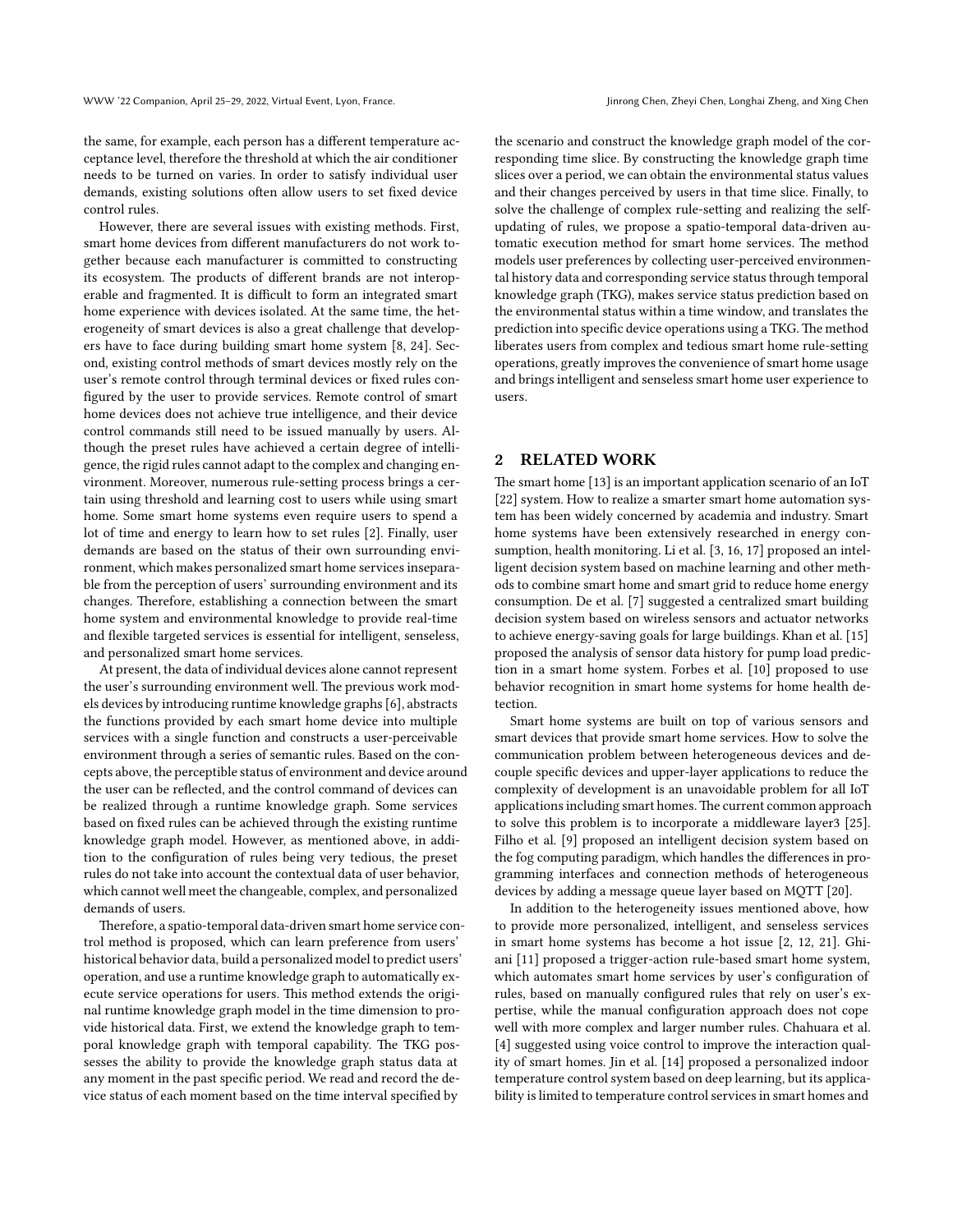the same, for example, each person has a different temperature acceptance level, therefore the threshold at which the air conditioner needs to be turned on varies. In order to satisfy individual user demands, existing solutions often allow users to set fixed device control rules.

However, there are several issues with existing methods. First, smart home devices from different manufacturers do not work together because each manufacturer is committed to constructing its ecosystem. The products of different brands are not interoperable and fragmented. It is difficult to form an integrated smart home experience with devices isolated. At the same time, the heterogeneity of smart devices is also a great challenge that developers have to face during building smart home system [8, 24]. Second, existing control methods of smart devices mostly rely on the user's remote control through terminal devices or fixed rules configured by the user to provide services. Remote control of smart home devices does not achieve true intelligence, and their device control commands still need to be issued manually by users. Although the preset rules have achieved a certain degree of intelligence, the rigid rules cannot adapt to the complex and changing environment. Moreover, numerous rule-setting process brings a certain using threshold and learning cost to users while using smart home. Some smart home systems even require users to spend a lot of time and energy to learn how to set rules [2]. Finally, user demands are based on the status of their own surrounding environment, which makes personalized smart home services inseparable from the perception of users' surrounding environment and its changes. Therefore, establishing a connection between the smart home system and environmental knowledge to provide real-time and flexible targeted services is essential for intelligent, senseless, and personalized smart home services.

At present, the data of individual devices alone cannot represent the user's surrounding environment well. The previous work models devices by introducing runtime knowledge graphs [6], abstracts the functions provided by each smart home device into multiple services with a single function and constructs a user-perceivable environment through a series of semantic rules. Based on the concepts above, the perceptible status of environment and device around the user can be reflected, and the control command of devices can be realized through a runtime knowledge graph. Some services based on fixed rules can be achieved through the existing runtime knowledge graph model. However, as mentioned above, in addition to the configuration of rules being very tedious, the preset rules do not take into account the contextual data of user behavior, which cannot well meet the changeable, complex, and personalized demands of users.

Therefore, a spatio-temporal data-driven smart home service control method is proposed, which can learn preference from users' historical behavior data, build a personalized model to predict users' operation, and use a runtime knowledge graph to automatically execute service operations for users. This method extends the original runtime knowledge graph model in the time dimension to provide historical data. First, we extend the knowledge graph to temporal knowledge graph with temporal capability. The TKG possesses the ability to provide the knowledge graph status data at any moment in the past specific period. We read and record the device status of each moment based on the time interval specified by the scenario and construct the knowledge graph model of the corresponding time slice. By constructing the knowledge graph time slices over a period, we can obtain the environmental status values and their changes perceived by users in that time slice. Finally, to solve the challenge of complex rule-setting and realizing the self-updating of rules, we propose a spatio-temporal data-driven automatic execution method for smart home services. The method models user preferences by collecting user-perceived environmental history data and corresponding service status through temporal knowledge graph (TKG), makes service status prediction based on the environmental status within a time window, and translates the prediction into specific device operations using a TKG. The method liberates users from complex and tedious smart home rule-setting operations, greatly improves the convenience of smart home usage and brings intelligent and senseless smart home user experience to users.

## 2 RELATED WORK

The smart home [13] is an important application scenario of an IoT [22] system. How to realize a smarter smart home automation system has been widely concerned by academia and industry. Smart home systems have been extensively researched in energy consumption, health monitoring. Li et al. [3, 16, 17] proposed an intelligent decision system based on machine learning and other methods to combine smart home and smart grid to reduce home energy consumption. De et al. [7] suggested a centralized smart building decision system based on wireless sensors and actuator networks to achieve energy-saving goals for large buildings. Khan et al. [15] proposed the analysis of sensor data history for pump load prediction in a smart home system. Forbes et al. [10] proposed to use behavior recognition in smart home systems for home health detection.

Smart home systems are built on top of various sensors and smart devices that provide smart home services. How to solve the communication problem between heterogeneous devices and decouple specific devices and upper-layer applications to reduce the complexity of development is an unavoidable problem for all IoT applications including smart homes. The current common approach to solve this problem is to incorporate a middleware layer3 [25]. Filho et al. [9] proposed an intelligent decision system based on the fog computing paradigm, which handles the differences in programming interfaces and connection methods of heterogeneous devices by adding a message queue layer based on MQTT [20].

In addition to the heterogeneity issues mentioned above, how to provide more personalized, intelligent, and senseless services in smart home systems has become a hot issue [2, 12, 21]. Ghiani [11] proposed a trigger-action rule-based smart home system, which automates smart home services by user's configuration of rules, based on manually configured rules that rely on user's expertise, while the manual configuration approach does not cope well with more complex and larger number rules. Chahuara et al. [4] suggested using voice control to improve the interaction quality of smart homes. Jin et al. [14] proposed a personalized indoor temperature control system based on deep learning, but its applicability is limited to temperature control services in smart homes and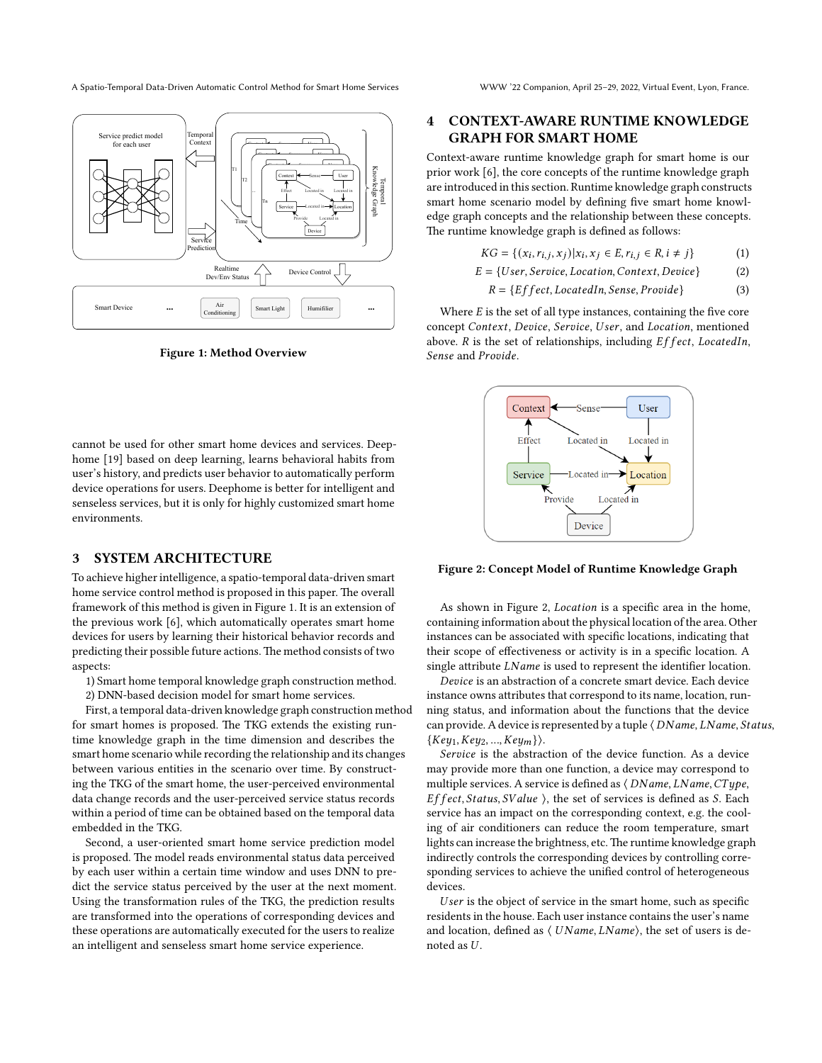Figure 1: Method Overview

cannot be used for other smart home devices and services. Deephome [19] based on deep learning, learns behavioral habits from user's history, and predicts user behavior to automatically perform device operations for users. Deephome is better for intelligent and senseless services, but it is only for highly customized smart home environments.

# 3 SYSTEM ARCHITECTURE

To achieve higher intelligence, a spatio-temporal data-driven smart home service control method is proposed in this paper. The overall framework of this method is given in Figure 1. It is an extension of the previous work [6], which automatically operates smart home devices for users by learning their historical behavior records and predicting their possible future actions. The method consists of two aspects:

1) Smart home temporal knowledge graph construction method.
2) DNN-based decision model for smart home services.

First, a temporal data-driven knowledge graph construction method for smart homes is proposed. The TKG extends the existing runtime knowledge graph in the time dimension and describes the smart home scenario while recording the relationship and its changes between various entities in the scenario over time. By constructing the TKG of the smart home, the user-perceived environmental data change records and the user-perceived service status records within a period of time can be obtained based on the temporal data embedded in the TKG.

Second, a user-oriented smart home service prediction model is proposed. The model reads environmental status data perceived by each user within a certain time window and uses DNN to predict the service status perceived by the user at the next moment. Using the transformation rules of the TKG, the prediction results are transformed into the operations of corresponding devices and these operations are automatically executed for the users to realize an intelligent and senseless smart home service experience.

# 4 CONTEXT-AWARE RUNTIME KNOWLEDGE GRAPH FOR SMART HOME

Context-aware runtime knowledge graph for smart home is our prior work [6], the core concepts of the runtime knowledge graph are introduced in this section. Runtime knowledge graph constructs smart home scenario model by defining five smart home knowledge graph concepts and the relationship between these concepts. The runtime knowledge graph is defined as follows:

$$KG = \{(x_i, r_{i,j}, x_j) | x_i, x_j \in E, r_{i,j} \in R, i \neq j\} \tag{1}$$

$$E = \{User, Service, Location, Context, Device\} \tag{2}$$

$$R = \{Effect, LocatedIn, Sense, Provide\} \tag{3}$$

Where $E$ is the set of all type instances, containing the five core concept $Context$, $Device$, $Service$, $User$, and $Location$, mentioned above. $R$ is the set of relationships, including $Effect$, $LocatedIn$, $Sense$ and $Provide$.

Figure 2: Concept Model of Runtime Knowledge Graph

As shown in Figure 2, $Location$ is a specific area in the home, containing information about the physical location of the area. Other instances can be associated with specific locations, indicating that their scope of effectiveness or activity is in a specific location. A single attribute $LName$ is used to represent the identifier location.

*Device* is an abstraction of a concrete smart device. Each device instance owns attributes that correspond to its name, location, running status, and information about the functions that the device can provide. A device is represented by a tuple $\langle DName, LName, Status, \{Key_1, Key_2, ..., Key_m\}\rangle$.

*Service* is the abstraction of the device function. As a device may provide more than one function, a device may correspond to multiple services. A service is defined as $\langle DName, LName, CType, Effect, Status, SValue \rangle$, the set of services is defined as $S$. Each service has an impact on the corresponding context, e.g. the cooling of air conditioners can reduce the room temperature, smart lights can increase the brightness, etc. The runtime knowledge graph indirectly controls the corresponding devices by controlling corresponding services to achieve the unified control of heterogeneous devices.

*User* is the object of service in the smart home, such as specific residents in the house. Each user instance contains the user's name and location, defined as $\langle UName, LName \rangle$, the set of users is denoted as $U$.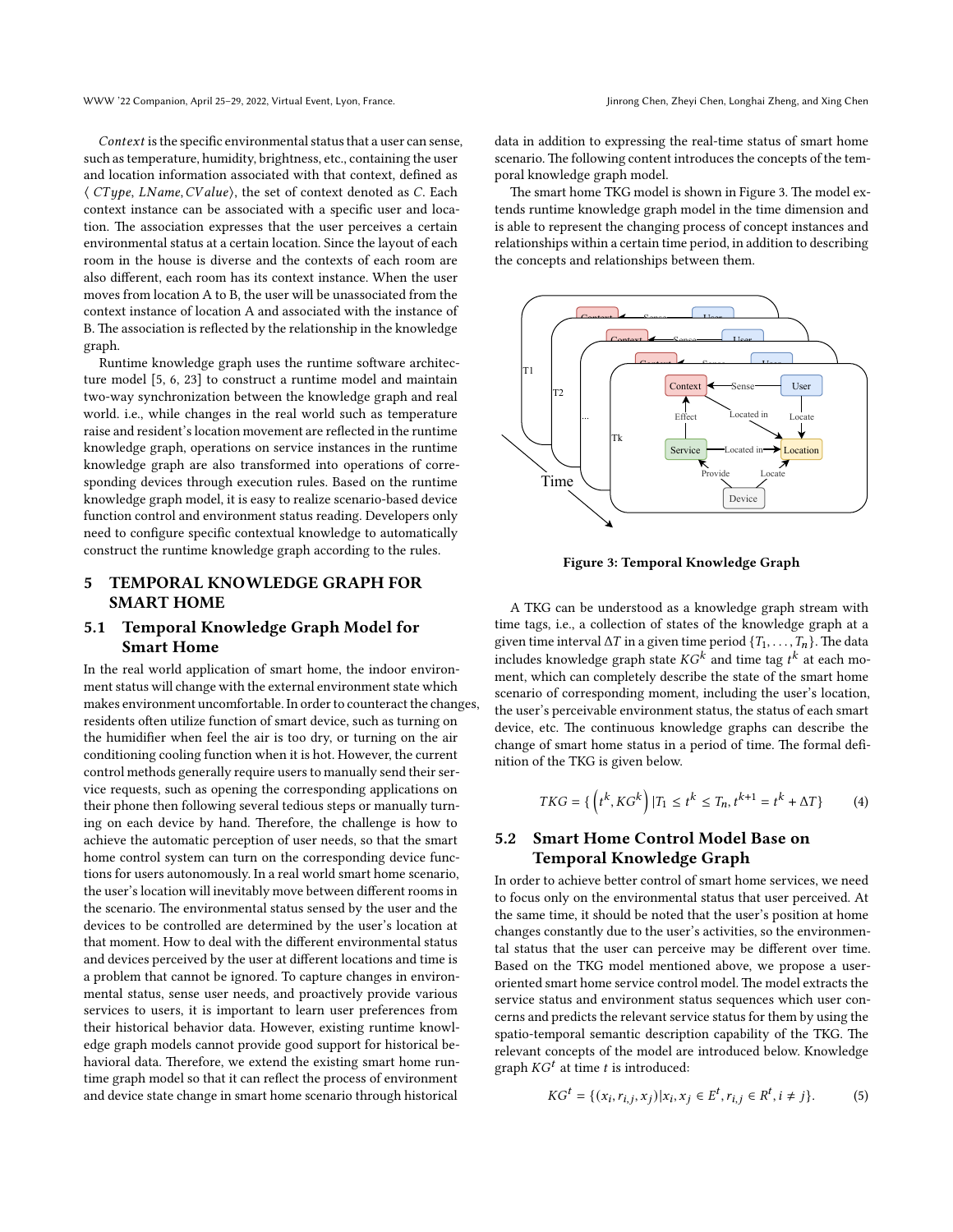*Context* is the specific environmental status that a user can sense, such as temperature, humidity, brightness, etc., containing the user and location information associated with that context, defined as $\langle$ *CType*, *LName*, *CValue* $\rangle$, the set of context denoted as *C*. Each context instance can be associated with a specific user and location. The association expresses that the user perceives a certain environmental status at a certain location. Since the layout of each room in the house is diverse and the contexts of each room are also different, each room has its context instance. When the user moves from location A to B, the user will be unassociated from the context instance of location A and associated with the instance of B. The association is reflected by the relationship in the knowledge graph.

Runtime knowledge graph uses the runtime software architecture model [5, 6, 23] to construct a runtime model and maintain two-way synchronization between the knowledge graph and real world. i.e., while changes in the real world such as temperature raise and resident's location movement are reflected in the runtime knowledge graph, operations on service instances in the runtime knowledge graph are also transformed into operations of corresponding devices through execution rules. Based on the runtime knowledge graph model, it is easy to realize scenario-based device function control and environment status reading. Developers only need to configure specific contextual knowledge to automatically construct the runtime knowledge graph according to the rules.

## 5 TEMPORAL KNOWLEDGE GRAPH FOR SMART HOME

### 5.1 Temporal Knowledge Graph Model for Smart Home

In the real world application of smart home, the indoor environment status will change with the external environment state which makes environment uncomfortable. In order to counteract the changes, residents often utilize function of smart device, such as turning on the humidifier when feel the air is too dry, or turning on the air conditioning cooling function when it is hot. However, the current control methods generally require users to manually send their service requests, such as opening the corresponding applications on their phone then following several tedious steps or manually turning on each device by hand. Therefore, the challenge is how to achieve the automatic perception of user needs, so that the smart home control system can turn on the corresponding device functions for users autonomously. In a real world smart home scenario, the user's location will inevitably move between different rooms in the scenario. The environmental status sensed by the user and the devices to be controlled are determined by the user's location at that moment. How to deal with the different environmental status and devices perceived by the user at different locations and time is a problem that cannot be ignored. To capture changes in environmental status, sense user needs, and proactively provide various services to users, it is important to learn user preferences from their historical behavior data. However, existing runtime knowledge graph models cannot provide good support for historical behavioral data. Therefore, we extend the existing smart home runtime graph model so that it can reflect the process of environment and device state change in smart home scenario through historical data in addition to expressing the real-time status of smart home scenario. The following content introduces the concepts of the temporal knowledge graph model.

The smart home TKG model is shown in Figure 3. The model extends runtime knowledge graph model in the time dimension and is able to represent the changing process of concept instances and relationships within a certain time period, in addition to describing the concepts and relationships between them.

**Figure 3: Temporal Knowledge Graph**

A TKG can be understood as a knowledge graph stream with time tags, i.e., a collection of states of the knowledge graph at a given time interval $\Delta T$ in a given time period $\{T_1, \ldots, T_n\}$. The data includes knowledge graph state $KG^k$ and time tag $t^k$ at each moment, which can completely describe the state of the smart home scenario of corresponding moment, including the user's location, the user's perceivable environment status, the status of each smart device, etc. The continuous knowledge graphs can describe the change of smart home status in a period of time. The formal definition of the TKG is given below.

$$TKG = \{ \left(t^k, KG^k\right) | T_1 \leq t^k \leq T_n, t^{k+1} = t^k + \Delta T\} \tag{4}$$

### 5.2 Smart Home Control Model Base on Temporal Knowledge Graph

In order to achieve better control of smart home services, we need to focus only on the environmental status that user perceived. At the same time, it should be noted that the user's position at home changes constantly due to the user's activities, so the environmental status that the user can perceive may be different over time. Based on the TKG model mentioned above, we propose a user-oriented smart home service control model. The model extracts the service status and environment status sequences which user concerns and predicts the relevant service status for them by using the spatio-temporal semantic description capability of the TKG. The relevant concepts of the model are introduced below. Knowledge graph $KG^t$ at time $t$ is introduced:

$$KG^t = \{(x_i, r_{i,j}, x_j) | x_i, x_j \in E^t, r_{i,j} \in R^t, i \neq j\}. \tag{5}$$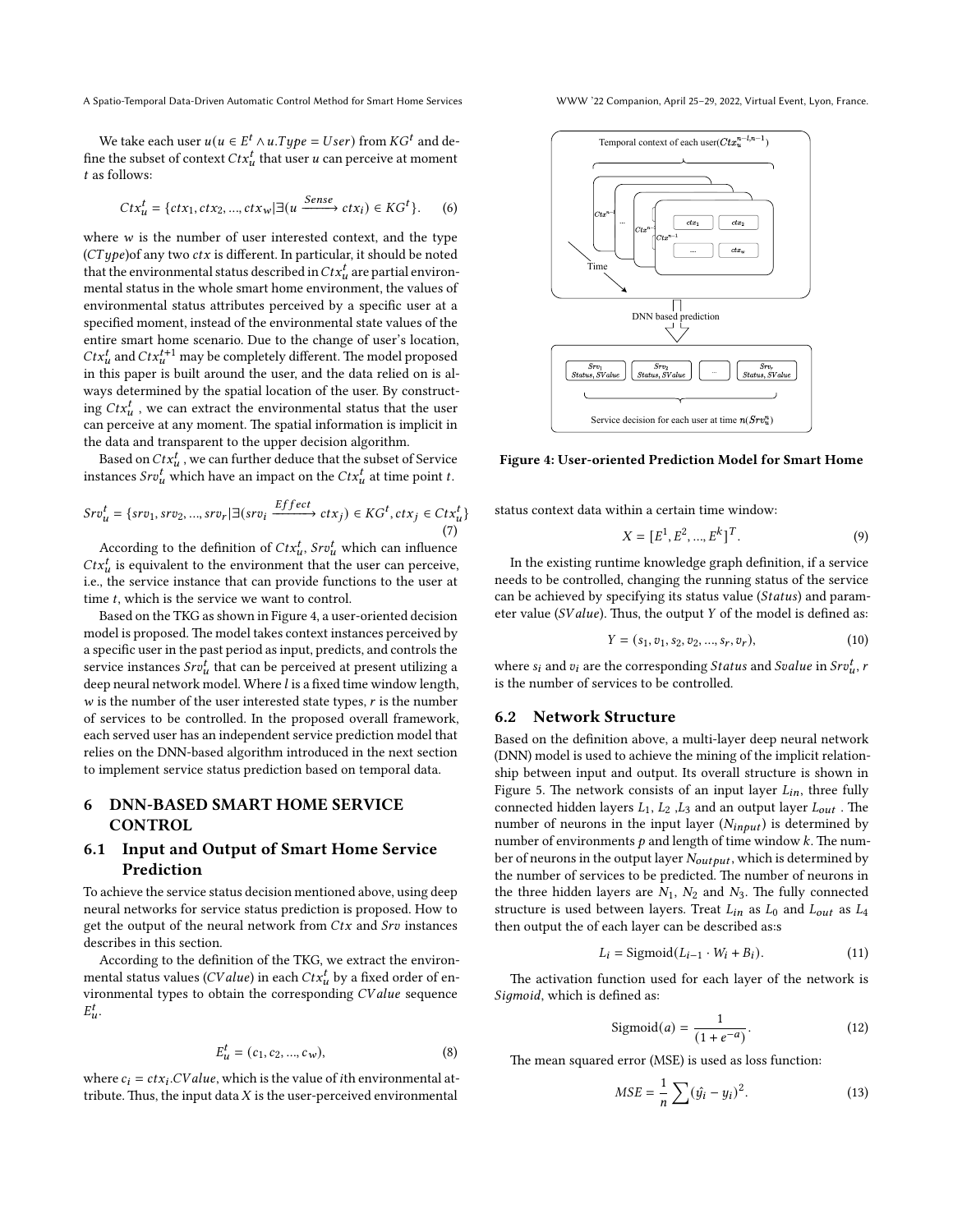We take each user $u(u \in E^t \wedge u.Type = User)$ from $KG^t$ and define the subset of context $Ctx_u^t$ that user $u$ can perceive at moment $t$ as follows:

$$Ctx_u^t = \{ctx_1, ctx_2, ..., ctx_w | \exists (u \xrightarrow{Sense} ctx_i) \in KG^t\}. \tag{6}$$

where $w$ is the number of user interested context, and the type ($CType$)of any two $ctx$ is different. In particular, it should be noted that the environmental status described in $Ctx_u^t$ are partial environmental status in the whole smart home environment, the values of environmental status attributes perceived by a specific user at a specified moment, instead of the environmental state values of the entire smart home scenario. Due to the change of user's location, $Ctx_u^t$ and $Ctx_u^{t+1}$ may be completely different. The model proposed in this paper is built around the user, and the data relied on is always determined by the spatial location of the user. By constructing $Ctx_u^t$ , we can extract the environmental status that the user can perceive at any moment. The spatial information is implicit in the data and transparent to the upper decision algorithm.

Based on $Ctx_u^t$ , we can further deduce that the subset of Service instances $Srv_u^t$ which have an impact on the $Ctx_u^t$ at time point $t$.

$$Srv_u^t = \{srv_1, srv_2, ..., srv_r | \exists (srv_i \xrightarrow{Effect} ctx_j) \in KG^t, ctx_j \in Ctx_u^t\} \tag{7}$$

According to the definition of $Ctx_u^t$, $Srv_u^t$ which can influence $Ctx_u^t$ is equivalent to the environment that the user can perceive, i.e., the service instance that can provide functions to the user at time $t$, which is the service we want to control.

Based on the TKG as shown in Figure 4, a user-oriented decision model is proposed. The model takes context instances perceived by a specific user in the past period as input, predicts, and controls the service instances $Srv_u^t$ that can be perceived at present utilizing a deep neural network model. Where $l$ is a fixed time window length, $w$ is the number of the user interested state types, $r$ is the number of services to be controlled. In the proposed overall framework, each served user has an independent service prediction model that relies on the DNN-based algorithm introduced in the next section to implement service status prediction based on temporal data.

## 6 DNN-BASED SMART HOME SERVICE CONTROL

### 6.1 Input and Output of Smart Home Service Prediction

To achieve the service status decision mentioned above, using deep neural networks for service status prediction is proposed. How to get the output of the neural network from $Ctx$ and $Srv$ instances describes in this section.

According to the definition of the TKG, we extract the environmental status values ($CValue$) in each $Ctx_u^t$ by a fixed order of environmental types to obtain the corresponding $CValue$ sequence $E_u^t$.

$$E_u^t = (c_1, c_2, ..., c_w), \tag{8}$$

where $c_i = ctx_i.CValue$, which is the value of $i$th environmental attribute. Thus, the input data $X$ is the user-perceived environmental status context data within a certain time window:

$$X = [E^1, E^2, ..., E^k]^T. \tag{9}$$

In the existing runtime knowledge graph definition, if a service needs to be controlled, changing the running status of the service can be achieved by specifying its status value ($Status$) and parameter value ($SValue$). Thus, the output $Y$ of the model is defined as:

$$Y = (s_1, v_1, s_2, v_2, ..., s_r, v_r), \tag{10}$$

where $s_i$ and $v_i$ are the corresponding $Status$ and $Svalue$ in $Srv_u^t$, $r$ is the number of services to be controlled.

Temporal context of each user($Ctx_u^{n-l,n-1}$)

DNN based prediction

Service decision for each user at time $n$($Srv_u^n$)

**Figure 4: User-oriented Prediction Model for Smart Home**

### 6.2 Network Structure

Based on the definition above, a multi-layer deep neural network (DNN) model is used to achieve the mining of the implicit relationship between input and output. Its overall structure is shown in Figure 5. The network consists of an input layer $L_{in}$, three fully connected hidden layers $L_1$, $L_2$ ,$L_3$ and an output layer $L_{out}$ . The number of neurons in the input layer ($N_{input}$) is determined by number of environments $p$ and length of time window $k$. The number of neurons in the output layer $N_{output}$, which is determined by the number of services to be predicted. The number of neurons in the three hidden layers are $N_1$, $N_2$ and $N_3$. The fully connected structure is used between layers. Treat $L_{in}$ as $L_0$ and $L_{out}$ as $L_4$ then output the of each layer can be described as:s

$$L_i = \text{Sigmoid}(L_{i-1} \cdot W_i + B_i). \tag{11}$$

The activation function used for each layer of the network is $Sigmoid$, which is defined as:

$$\text{Sigmoid}(a) = \frac{1}{(1 + e^{-a})}. \tag{12}$$

The mean squared error (MSE) is used as loss function:

$$MSE = \frac{1}{n} \sum (\hat{y_i} - y_i)^2. \tag{13}$$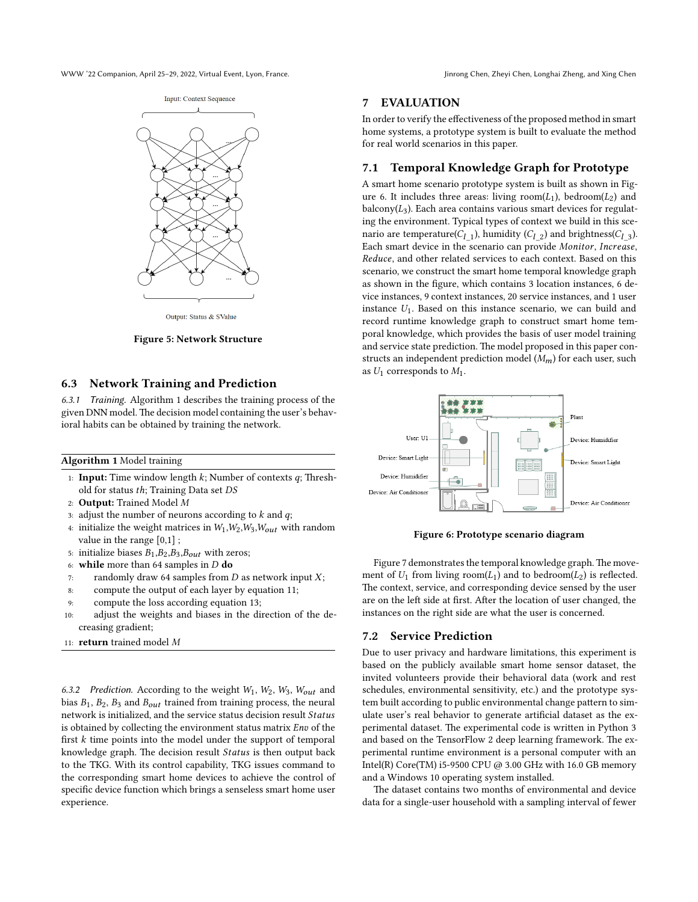Input: Context Sequence

Output: Status & SValue

**Figure 5: Network Structure**

## 6.3 Network Training and Prediction

*6.3.1 Training.* Algorithm 1 describes the training process of the given DNN model. The decision model containing the user's behavioral habits can be obtained by training the network.

**Algorithm 1** Model training

1: **Input:** Time window length $k$; Number of contexts $q$; Threshold for status $th$; Training Data set $DS$
2: **Output:** Trained Model $M$
3: adjust the number of neurons according to $k$ and $q$;
4: initialize the weight matrices in $W_1$,$W_2$,$W_3$,$W_{out}$ with random value in the range [0,1] ;
5: initialize biases $B_1$,$B_2$,$B_3$,$B_{out}$ with zeros;
6: **while** more than 64 samples in $D$ **do**
7: randomly draw 64 samples from $D$ as network input $X$;
8: compute the output of each layer by equation 11;
9: compute the loss according equation 13;
10: adjust the weights and biases in the direction of the decreasing gradient;
11: **return** trained model $M$

*6.3.2 Prediction.* According to the weight $W_1$, $W_2$, $W_3$, $W_{out}$ and bias $B_1$, $B_2$, $B_3$ and $B_{out}$ trained from training process, the neural network is initialized, and the service status decision result $Status$ is obtained by collecting the environment status matrix $Env$ of the first $k$ time points into the model under the support of temporal knowledge graph. The decision result $Status$ is then output back to the TKG. With its control capability, TKG issues command to the corresponding smart home devices to achieve the control of specific device function which brings a senseless smart home user experience.

# 7 EVALUATION

In order to verify the effectiveness of the proposed method in smart home systems, a prototype system is built to evaluate the method for real world scenarios in this paper.

## 7.1 Temporal Knowledge Graph for Prototype

A smart home scenario prototype system is built as shown in Figure 6. It includes three areas: living room($L_1$), bedroom($L_2$) and balcony($L_3$). Each area contains various smart devices for regulating the environment. Typical types of context we build in this scenario are temperature($C_{l\_1}$), humidity ($C_{l\_2}$) and brightness($C_{l\_3}$). Each smart device in the scenario can provide *Monitor*, *Increase*, *Reduce*, and other related services to each context. Based on this scenario, we construct the smart home temporal knowledge graph as shown in the figure, which contains 3 location instances, 6 device instances, 9 context instances, 20 service instances, and 1 user instance $U_1$. Based on this instance scenario, we can build and record runtime knowledge graph to construct smart home temporal knowledge, which provides the basis of user model training and service state prediction. The model proposed in this paper constructs an independent prediction model ($M_m$) for each user, such as $U_1$ corresponds to $M_1$.

Plant

User: U1

Device: Humidifier

Device: Smart Light

Device: Smart Light

Device: Humidifier

Device: Air Conditioner

Device: Air Conditioner

**Figure 6: Prototype scenario diagram**

Figure 7 demonstrates the temporal knowledge graph. The movement of $U_1$ from living room($L_1$) and to bedroom($L_2$) is reflected. The context, service, and corresponding device sensed by the user are on the left side at first. After the location of user changed, the instances on the right side are what the user is concerned.

## 7.2 Service Prediction

Due to user privacy and hardware limitations, this experiment is based on the publicly available smart home sensor dataset, the invited volunteers provide their behavioral data (work and rest schedules, environmental sensitivity, etc.) and the prototype system built according to public environmental change pattern to simulate user's real behavior to generate artificial dataset as the experimental dataset. The experimental code is written in Python 3 and based on the TensorFlow 2 deep learning framework. The experimental runtime environment is a personal computer with an Intel(R) Core(TM) i5-9500 CPU @ 3.00 GHz with 16.0 GB memory and a Windows 10 operating system installed.

The dataset contains two months of environmental and device data for a single-user household with a sampling interval of fewer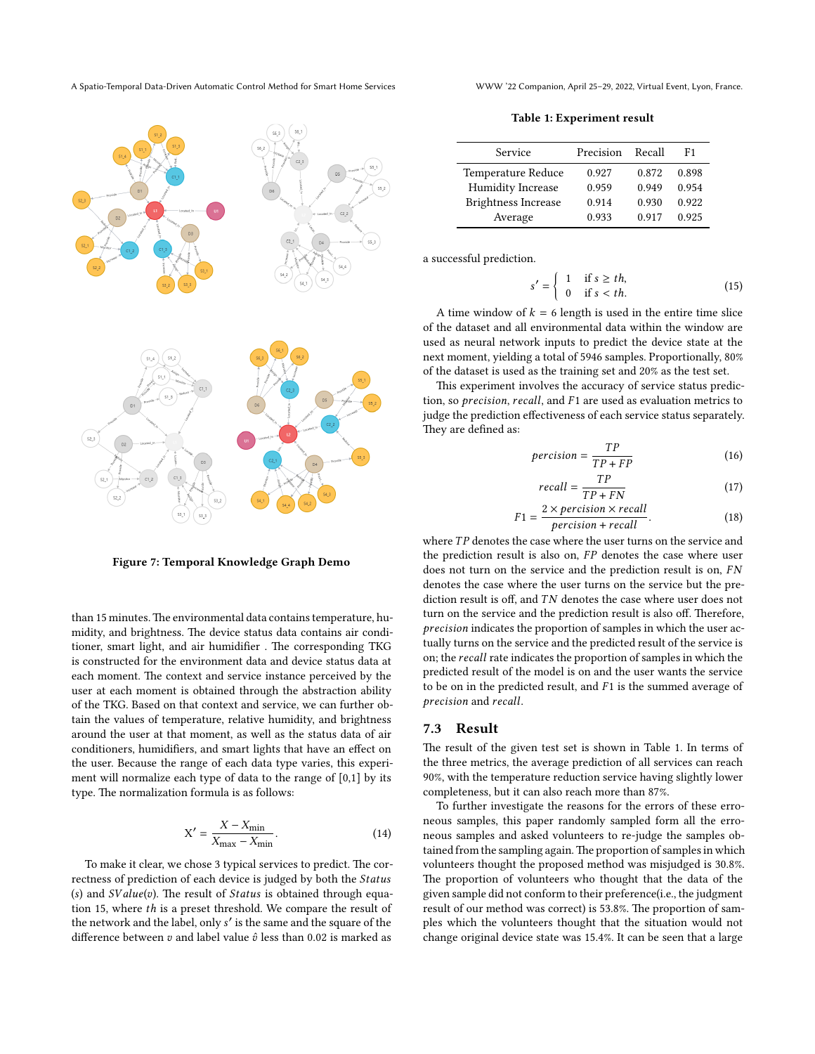Figure 7: Temporal Knowledge Graph Demo

than 15 minutes. The environmental data contains temperature, humidity, and brightness. The device status data contains air conditioner, smart light, and air humidifier . The corresponding TKG is constructed for the environment data and device status data at each moment. The context and service instance perceived by the user at each moment is obtained through the abstraction ability of the TKG. Based on that context and service, we can further obtain the values of temperature, relative humidity, and brightness around the user at that moment, as well as the status data of air conditioners, humidifiers, and smart lights that have an effect on the user. Because the range of each data type varies, this experiment will normalize each type of data to the range of [0,1] by its type. The normalization formula is as follows:

$$X' = \frac{X - X_{\min}}{X_{\max} - X_{\min}}. \tag{14}$$

To make it clear, we chose 3 typical services to predict. The correctness of prediction of each device is judged by both the *Status* ($s$) and $SValue(v)$. The result of *Status* is obtained through equation 15, where $th$ is a preset threshold. We compare the result of the network and the label, only $s'$ is the same and the square of the difference between $v$ and label value $\hat{v}$ less than 0.02 is marked as a successful prediction.

$$s' = \begin{cases} 1 & \text{if } s \geq th, \\ 0 & \text{if } s < th. \end{cases} \tag{15}$$

A time window of $k = 6$ length is used in the entire time slice of the dataset and all environmental data within the window are used as neural network inputs to predict the device state at the next moment, yielding a total of 5946 samples. Proportionally, 80% of the dataset is used as the training set and 20% as the test set.

This experiment involves the accuracy of service status prediction, so *precision*, *recall*, and *F*1 are used as evaluation metrics to judge the prediction effectiveness of each service status separately. They are defined as:

$$percision = \frac{TP}{TP + FP} \tag{16}$$

$$recall = \frac{TP}{TP + FN} \tag{17}$$

$$F1 = \frac{2 \times percision \times recall}{percision + recall}. \tag{18}$$

where $TP$ denotes the case where the user turns on the service and the prediction result is also on, $FP$ denotes the case where user does not turn on the service and the prediction result is on, $FN$ denotes the case where the user turns on the service but the prediction result is off, and $TN$ denotes the case where user does not turn on the service and the prediction result is also off. Therefore, *precision* indicates the proportion of samples in which the user actually turns on the service and the predicted result of the service is on; the *recall* rate indicates the proportion of samples in which the predicted result of the model is on and the user wants the service to be on in the predicted result, and *F*1 is the summed average of *precision* and *recall*.

**Table 1: Experiment result**

| Service | Precision | Recall | F1 |
|---|---|---|---|
| Temperature Reduce | 0.927 | 0.872 | 0.898 |
| Humidity Increase | 0.959 | 0.949 | 0.954 |
| Brightness Increase | 0.914 | 0.930 | 0.922 |
| Average | 0.933 | 0.917 | 0.925 |

## 7.3 Result

The result of the given test set is shown in Table 1. In terms of the three metrics, the average prediction of all services can reach 90%, with the temperature reduction service having slightly lower completeness, but it can also reach more than 87%.

To further investigate the reasons for the errors of these erroneous samples, this paper randomly sampled form all the erroneous samples and asked volunteers to re-judge the samples obtained from the sampling again. The proportion of samples in which volunteers thought the proposed method was misjudged is 30.8%. The proportion of volunteers who thought that the data of the given sample did not conform to their preference(i.e., the judgment result of our method was correct) is 53.8%. The proportion of samples which the volunteers thought that the situation would not change original device state was 15.4%. It can be seen that a large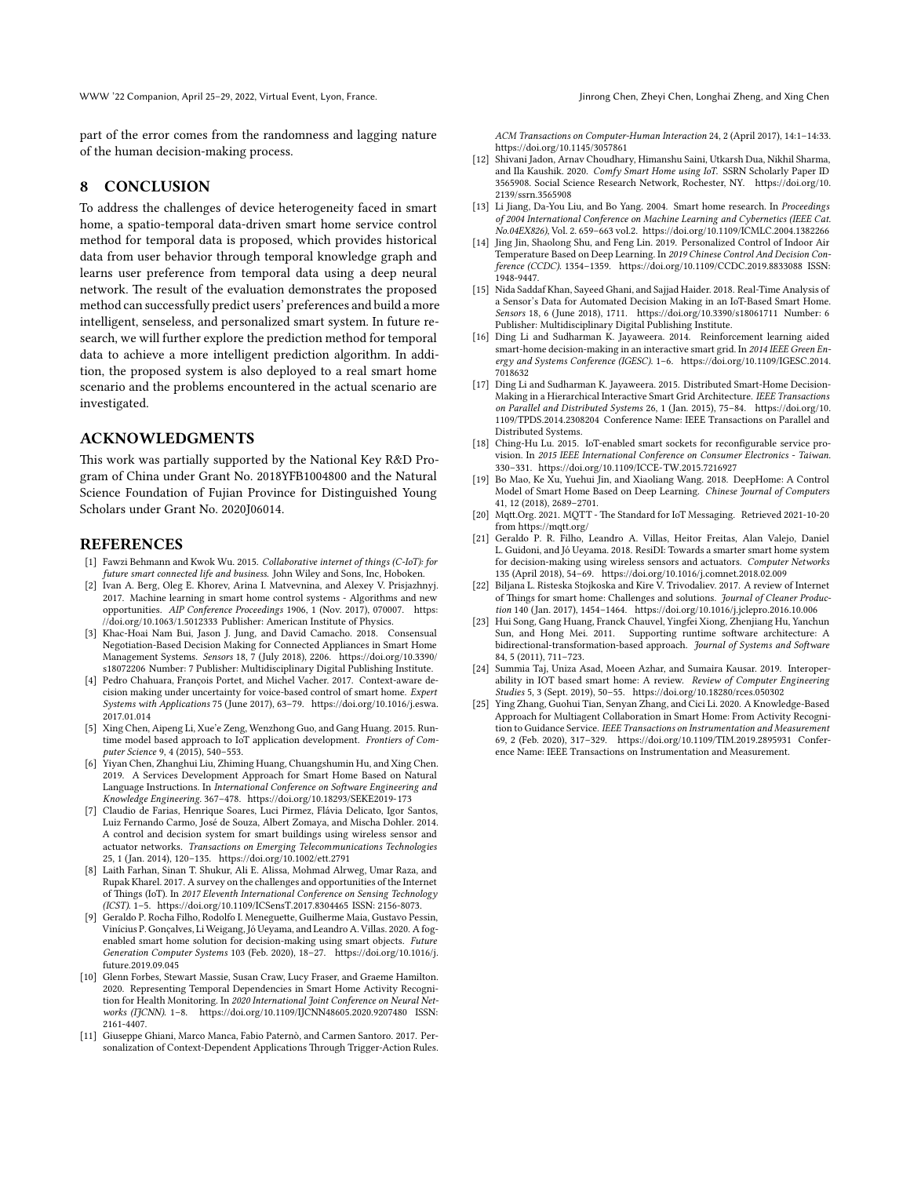part of the error comes from the randomness and lagging nature of the human decision-making process.

## 8 CONCLUSION

To address the challenges of device heterogeneity faced in smart home, a spatio-temporal data-driven smart home service control method for temporal data is proposed, which provides historical data from user behavior through temporal knowledge graph and learns user preference from temporal data using a deep neural network. The result of the evaluation demonstrates the proposed method can successfully predict users' preferences and build a more intelligent, senseless, and personalized smart system. In future research, we will further explore the prediction method for temporal data to achieve a more intelligent prediction algorithm. In addition, the proposed system is also deployed to a real smart home scenario and the problems encountered in the actual scenario are investigated.

## ACKNOWLEDGMENTS

This work was partially supported by the National Key R&D Program of China under Grant No. 2018YFB1004800 and the Natural Science Foundation of Fujian Province for Distinguished Young Scholars under Grant No. 2020J06014.

## REFERENCES

- [1] Fawzi Behmann and Kwok Wu. 2015. *Collaborative internet of things (C-IoT): for future smart connected life and business.* John Wiley and Sons, Inc, Hoboken.
- [2] Ivan A. Berg, Oleg E. Khorev, Arina I. Matvevnina, and Alexey V. Prisjazhnyj. 2017. Machine learning in smart home control systems - Algorithms and new opportunities. *AIP Conference Proceedings* 1906, 1 (Nov. 2017), 070007. https://doi.org/10.1063/1.5012333 Publisher: American Institute of Physics.
- [3] Khac-Hoai Nam Bui, Jason J. Jung, and David Camacho. 2018. Consensual Negotiation-Based Decision Making for Connected Appliances in Smart Home Management Systems. *Sensors* 18, 7 (July 2018), 2206. https://doi.org/10.3390/s18072206 Number: 7 Publisher: Multidisciplinary Digital Publishing Institute.
- [4] Pedro Chahuara, François Portet, and Michel Vacher. 2017. Context-aware decision making under uncertainty for voice-based control of smart home. *Expert Systems with Applications* 75 (June 2017), 63–79. https://doi.org/10.1016/j.eswa.2017.01.014
- [5] Xing Chen, Aipeng Li, Xue'e Zeng, Wenzhong Guo, and Gang Huang. 2015. Runtime model based approach to IoT application development. *Frontiers of Computer Science* 9, 4 (2015), 540–553.
- [6] Yiyan Chen, Zhanghui Liu, Zhiming Huang, Chuangshumin Hu, and Xing Chen. 2019. A Services Development Approach for Smart Home Based on Natural Language Instructions. In *International Conference on Software Engineering and Knowledge Engineering*. 367–478. https://doi.org/10.18293/SEKE2019-173
- [7] Claudio de Farias, Henrique Soares, Luci Pirmez, Flávia Delicato, Igor Santos, Luiz Fernando Carmo, José de Souza, Albert Zomaya, and Mischa Dohler. 2014. A control and decision system for smart buildings using wireless sensor and actuator networks. *Transactions on Emerging Telecommunications Technologies* 25, 1 (Jan. 2014), 120–135. https://doi.org/10.1002/ett.2791
- [8] Laith Farhan, Sinan T. Shukur, Ali E. Alissa, Mohmad Alrweg, Umar Raza, and Rupak Kharel. 2017. A survey on the challenges and opportunities of the Internet of Things (IoT). In *2017 Eleventh International Conference on Sensing Technology (ICST)*. 1–5. https://doi.org/10.1109/ICSensT.2017.8304465 ISSN: 2156-8073.
- [9] Geraldo P. Rocha Filho, Rodolfo I. Meneguette, Guilherme Maia, Gustavo Pessin, Vinícius P. Gonçalves, Li Weigang, Jó Ueyama, and Leandro A. Villas. 2020. A fog-enabled smart home solution for decision-making using smart objects. *Future Generation Computer Systems* 103 (Feb. 2020), 18–27. https://doi.org/10.1016/j.future.2019.09.045
- [10] Glenn Forbes, Stewart Massie, Susan Craw, Lucy Fraser, and Graeme Hamilton. 2020. Representing Temporal Dependencies in Smart Home Activity Recognition for Health Monitoring. In *2020 International Joint Conference on Neural Networks (IJCNN)*. 1–8. https://doi.org/10.1109/IJCNN48605.2020.9207480 ISSN: 2161-4407.
- [11] Giuseppe Ghiani, Marco Manca, Fabio Paternò, and Carmen Santoro. 2017. Personalization of Context-Dependent Applications Through Trigger-Action Rules. *ACM Transactions on Computer-Human Interaction* 24, 2 (April 2017), 14:1–14:33. https://doi.org/10.1145/3057861
- [12] Shivani Jadon, Arnav Choudhary, Himanshu Saini, Utkarsh Dua, Nikhil Sharma, and Ila Kaushik. 2020. *Comfy Smart Home using IoT.* SSRN Scholarly Paper ID 3565908. Social Science Research Network, Rochester, NY. https://doi.org/10.2139/ssrn.3565908
- [13] Li Jiang, Da-You Liu, and Bo Yang. 2004. Smart home research. In *Proceedings of 2004 International Conference on Machine Learning and Cybernetics (IEEE Cat. No.04EX826)*, Vol. 2. 659–663 vol.2. https://doi.org/10.1109/ICMLC.2004.1382266
- [14] Jing Jin, Shaolong Shu, and Feng Lin. 2019. Personalized Control of Indoor Air Temperature Based on Deep Learning. In *2019 Chinese Control And Decision Conference (CCDC)*. 1354–1359. https://doi.org/10.1109/CCDC.2019.8833088 ISSN: 1948-9447.
- [15] Nida Saddaf Khan, Sayeed Ghani, and Sajjad Haider. 2018. Real-Time Analysis of a Sensor's Data for Automated Decision Making in an IoT-Based Smart Home. *Sensors* 18, 6 (June 2018), 1711. https://doi.org/10.3390/s18061711 Number: 6 Publisher: Multidisciplinary Digital Publishing Institute.
- [16] Ding Li and Sudharman K. Jayaweera. 2014. Reinforcement learning aided smart-home decision-making in an interactive smart grid. In *2014 IEEE Green Energy and Systems Conference (IGESC)*. 1–6. https://doi.org/10.1109/IGESC.2014.7018632
- [17] Ding Li and Sudharman K. Jayaweera. 2015. Distributed Smart-Home Decision-Making in a Hierarchical Interactive Smart Grid Architecture. *IEEE Transactions on Parallel and Distributed Systems* 26, 1 (Jan. 2015), 75–84. https://doi.org/10.1109/TPDS.2014.2308204 Conference Name: IEEE Transactions on Parallel and Distributed Systems.
- [18] Ching-Hu Lu. 2015. IoT-enabled smart sockets for reconfigurable service provision. In *2015 IEEE International Conference on Consumer Electronics - Taiwan*. 330–331. https://doi.org/10.1109/ICCE-TW.2015.7216927
- [19] Bo Mao, Ke Xu, Yuehui Jin, and Xiaoliang Wang. 2018. DeepHome: A Control Model of Smart Home Based on Deep Learning. *Chinese Journal of Computers* 41, 12 (2018), 2689–2701.
- [20] Mqtt.Org. 2021. MQTT - The Standard for IoT Messaging. Retrieved 2021-10-20 from https://mqtt.org/
- [21] Geraldo P. R. Filho, Leandro A. Villas, Heitor Freitas, Alan Valejo, Daniel L. Guidoni, and Jó Ueyama. 2018. ResiDI: Towards a smarter smart home system for decision-making using wireless sensors and actuators. *Computer Networks* 135 (April 2018), 54–69. https://doi.org/10.1016/j.comnet.2018.02.009
- [22] Biljana L. Risteska Stojkoska and Kire V. Trivodaliev. 2017. A review of Internet of Things for smart home: Challenges and solutions. *Journal of Cleaner Production* 140 (Jan. 2017), 1454–1464. https://doi.org/10.1016/j.jclepro.2016.10.006
- [23] Hui Song, Gang Huang, Franck Chauvel, Yingfei Xiong, Zhenjiang Hu, Yanchun Sun, and Hong Mei. 2011. Supporting runtime software architecture: A bidirectional-transformation-based approach. *Journal of Systems and Software* 84, 5 (2011), 711–723.
- [24] Summia Taj, Uniza Asad, Moeen Azhar, and Sumaira Kausar. 2019. Interoperability in IOT based smart home: A review. *Review of Computer Engineering Studies* 5, 3 (Sept. 2019), 50–55. https://doi.org/10.18280/rces.050302
- [25] Ying Zhang, Guohui Tian, Senyan Zhang, and Cici Li. 2020. A Knowledge-Based Approach for Multiagent Collaboration in Smart Home: From Activity Recognition to Guidance Service. *IEEE Transactions on Instrumentation and Measurement* 69, 2 (Feb. 2020), 317–329. https://doi.org/10.1109/TIM.2019.2895931 Conference Name: IEEE Transactions on Instrumentation and Measurement.